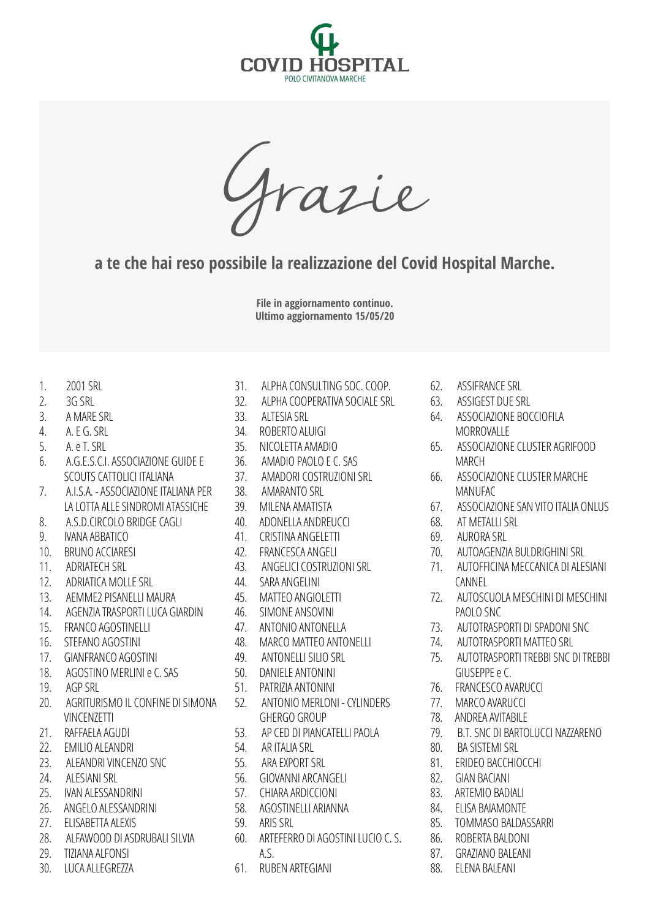COVID HOSPITAL
POLO CIVITANOVA MARCHE

# Grazie

## a te che hai reso possibile la realizzazione del Covid Hospital Marche.

**File in aggiornamento continuo.**
**Ultimo aggiornamento 15/05/20**

1. 2001 SRL
2. 3G SRL
3. A MARE SRL
4. A. E G. SRL
5. A. e T. SRL
6. A.G.E.S.C.I. ASSOCIAZIONE GUIDE E SCOUTS CATTOLICI ITALIANA
7. A.I.S.A. - ASSOCIAZIONE ITALIANA PER LA LOTTA ALLE SINDROMI ATASSICHE
8. A.S.D.CIRCOLO BRIDGE CAGLI
9. IVANA ABBATICO
10. BRUNO ACCIARESI
11. ADRIATECH SRL
12. ADRIATICA MOLLE SRL
13. AEMME2 PISANELLI MAURA
14. AGENZIA TRASPORTI LUCA GIARDIN
15. FRANCO AGOSTINELLI
16. STEFANO AGOSTINI
17. GIANFRANCO AGOSTINI
18. AGOSTINO MERLINI e C. SAS
19. AGP SRL
20. AGRITURISMO IL CONFINE DI SIMONA VINCENZETTI
21. RAFFAELA AGUDI
22. EMILIO ALEANDRI
23. ALEANDRI VINCENZO SNC
24. ALESIANI SRL
25. IVAN ALESSANDRINI
26. ANGELO ALESSANDRINI
27. ELISABETTA ALEXIS
28. ALFAWOOD DI ASDRUBALI SILVIA
29. TIZIANA ALFONSI
30. LUCA ALLEGREZZA
31. ALPHA CONSULTING SOC. COOP.
32. ALPHA COOPERATIVA SOCIALE SRL
33. ALTESIA SRL
34. ROBERTO ALUIGI
35. NICOLETTA AMADIO
36. AMADIO PAOLO E C. SAS
37. AMADORI COSTRUZIONI SRL
38. AMARANTO SRL
39. MILENA AMATISTA
40. ADONELLA ANDREUCCI
41. CRISTINA ANGELETTI
42. FRANCESCA ANGELI
43. ANGELICI COSTRUZIONI SRL
44. SARA ANGELINI
45. MATTEO ANGIOLETTI
46. SIMONE ANSOVINI
47. ANTONIO ANTONELLA
48. MARCO MATTEO ANTONELLI
49. ANTONELLI SILIO SRL
50. DANIELE ANTONINI
51. PATRIZIA ANTONINI
52. ANTONIO MERLONI - CYLINDERS GHERGO GROUP
53. AP CED DI PIANCATELLI PAOLA
54. AR ITALIA SRL
55. ARA EXPORT SRL
56. GIOVANNI ARCANGELI
57. CHIARA ARDICCIONI
58. AGOSTINELLI ARIANNA
59. ARIS SRL
60. ARTEFERRO DI AGOSTINI LUCIO C. S. A.S.
61. RUBEN ARTEGIANI
62. ASSIFRANCE SRL
63. ASSIGEST DUE SRL
64. ASSOCIAZIONE BOCCIOFILA MORROVALLE
65. ASSOCIAZIONE CLUSTER AGRIFOOD MARCH
66. ASSOCIAZIONE CLUSTER MARCHE MANUFAC
67. ASSOCIAZIONE SAN VITO ITALIA ONLUS
68. AT METALLI SRL
69. AURORA SRL
70. AUTOAGENZIA BULDRIGHINI SRL
71. AUTOFFICINA MECCANICA DI ALESIANI CANNEL
72. AUTOSCUOLA MESCHINI DI MESCHINI PAOLO SNC
73. AUTOTRASPORTI DI SPADONI SNC
74. AUTOTRASPORTI MATTEO SRL
75. AUTOTRASPORTI TREBBI SNC DI TREBBI GIUSEPPE e C.
76. FRANCESCO AVARUCCI
77. MARCO AVARUCCI
78. ANDREA AVITABILE
79. B.T. SNC DI BARTOLUCCI NAZZARENO
80. BA SISTEMI SRL
81. ERIDEO BACCHIOCCHI
82. GIAN BACIANI
83. ARTEMIO BADIALI
84. ELISA BAIAMONTE
85. TOMMASO BALDASSARRI
86. ROBERTA BALDONI
87. GRAZIANO BALEANI
88. ELENA BALEANI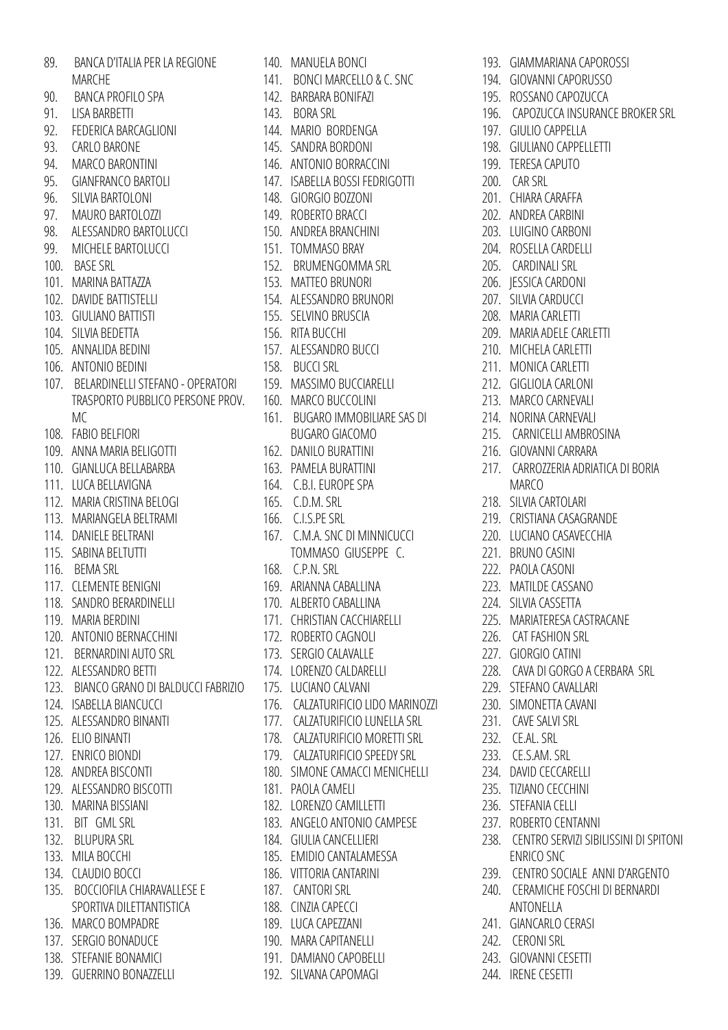89. BANCA D'ITALIA PER LA REGIONE MARCHE
90. BANCA PROFILO SPA
91. LISA BARBETTI
92. FEDERICA BARCAGLIONI
93. CARLO BARONE
94. MARCO BARONTINI
95. GIANFRANCO BARTOLI
96. SILVIA BARTOLONI
97. MAURO BARTOLOZZI
98. ALESSANDRO BARTOLUCCI
99. MICHELE BARTOLUCCI
100. BASE SRL
101. MARINA BATTAZZA
102. DAVIDE BATTISTELLI
103. GIULIANO BATTISTI
104. SILVIA BEDETTA
105. ANNALIDA BEDINI
106. ANTONIO BEDINI
107. BELARDINELLI STEFANO - OPERATORI TRASPORTO PUBBLICO PERSONE PROV. MC
108. FABIO BELFIORI
109. ANNA MARIA BELIGOTTI
110. GIANLUCA BELLABARBA
111. LUCA BELLAVIGNA
112. MARIA CRISTINA BELOGI
113. MARIANGELA BELTRAMI
114. DANIELE BELTRANI
115. SABINA BELTUTTI
116. BEMA SRL
117. CLEMENTE BENIGNI
118. SANDRO BERARDINELLI
119. MARIA BERDINI
120. ANTONIO BERNACCHINI
121. BERNARDINI AUTO SRL
122. ALESSANDRO BETTI
123. BIANCO GRANO DI BALDUCCI FABRIZIO
124. ISABELLA BIANCUCCI
125. ALESSANDRO BINANTI
126. ELIO BINANTI
127. ENRICO BIONDI
128. ANDREA BISCONTI
129. ALESSANDRO BISCOTTI
130. MARINA BISSIANI
131. BIT GML SRL
132. BLUPURA SRL
133. MILA BOCCHI
134. CLAUDIO BOCCI
135. BOCCIOFILA CHIARAVALLESE E SPORTIVA DILETTANTISTICA
136. MARCO BOMPADRE
137. SERGIO BONADUCE
138. STEFANIE BONAMICI
139. GUERRINO BONAZZELLI
140. MANUELA BONCI
141. BONCI MARCELLO & C. SNC
142. BARBARA BONIFAZI
143. BORA SRL
144. MARIO BORDENGA
145. SANDRA BORDONI
146. ANTONIO BORRACCINI
147. ISABELLA BOSSI FEDRIGOTTI
148. GIORGIO BOZZONI
149. ROBERTO BRACCI
150. ANDREA BRANCHINI
151. TOMMASO BRAY
152. BRUMENGOMMA SRL
153. MATTEO BRUNORI
154. ALESSANDRO BRUNORI
155. SELVINO BRUSCIA
156. RITA BUCCHI
157. ALESSANDRO BUCCI
158. BUCCI SRL
159. MASSIMO BUCCIARELLI
160. MARCO BUCCOLINI
161. BUGARO IMMOBILIARE SAS DI BUGARO GIACOMO
162. DANILO BURATTINI
163. PAMELA BURATTINI
164. C.B.I. EUROPE SPA
165. C.D.M. SRL
166. C.I.S.PE SRL
167. C.M.A. SNC DI MINNICUCCI TOMMASO GIUSEPPE C.
168. C.P.N. SRL
169. ARIANNA CABALLINA
170. ALBERTO CABALLINA
171. CHRISTIAN CACCHIARELLI
172. ROBERTO CAGNOLI
173. SERGIO CALAVALLE
174. LORENZO CALDARELLI
175. LUCIANO CALVANI
176. CALZATURIFICIO LIDO MARINOZZI
177. CALZATURIFICIO LUNELLA SRL
178. CALZATURIFICIO MORETTI SRL
179. CALZATURIFICIO SPEEDY SRL
180. SIMONE CAMACCI MENICHELLI
181. PAOLA CAMELI
182. LORENZO CAMILLETTI
183. ANGELO ANTONIO CAMPESE
184. GIULIA CANCELLIERI
185. EMIDIO CANTALAMESSA
186. VITTORIA CANTARINI
187. CANTORI SRL
188. CINZIA CAPECCI
189. LUCA CAPEZZANI
190. MARA CAPITANELLI
191. DAMIANO CAPOBELLI
192. SILVANA CAPOMAGI
193. GIAMMARIANA CAPOROSSI
194. GIOVANNI CAPORUSSO
195. ROSSANO CAPOZUCCA
196. CAPOZUCCA INSURANCE BROKER SRL
197. GIULIO CAPPELLA
198. GIULIANO CAPPELLETTI
199. TERESA CAPUTO
200. CAR SRL
201. CHIARA CARAFFA
202. ANDREA CARBINI
203. LUIGINO CARBONI
204. ROSELLA CARDELLI
205. CARDINALI SRL
206. JESSICA CARDONI
207. SILVIA CARDUCCI
208. MARIA CARLETTI
209. MARIA ADELE CARLETTI
210. MICHELA CARLETTI
211. MONICA CARLETTI
212. GIGLIOLA CARLONI
213. MARCO CARNEVALI
214. NORINA CARNEVALI
215. CARNICELLI AMBROSINA
216. GIOVANNI CARRARA
217. CARROZZERIA ADRIATICA DI BORIA MARCO
218. SILVIA CARTOLARI
219. CRISTIANA CASAGRANDE
220. LUCIANO CASAVECCHIA
221. BRUNO CASINI
222. PAOLA CASONI
223. MATILDE CASSANO
224. SILVIA CASSETTA
225. MARIATERESA CASTRACANE
226. CAT FASHION SRL
227. GIORGIO CATINI
228. CAVA DI GORGO A CERBARA SRL
229. STEFANO CAVALLARI
230. SIMONETTA CAVANI
231. CAVE SALVI SRL
232. CE.AL. SRL
233. CE.S.AM. SRL
234. DAVID CECCARELLI
235. TIZIANO CECCHINI
236. STEFANIA CELLI
237. ROBERTO CENTANNI
238. CENTRO SERVIZI SIBILISSINI DI SPITONI ENRICO SNC
239. CENTRO SOCIALE ANNI D'ARGENTO
240. CERAMICHE FOSCHI DI BERNARDI ANTONELLA
241. GIANCARLO CERASI
242. CERONI SRL
243. GIOVANNI CESETTI
244. IRENE CESETTI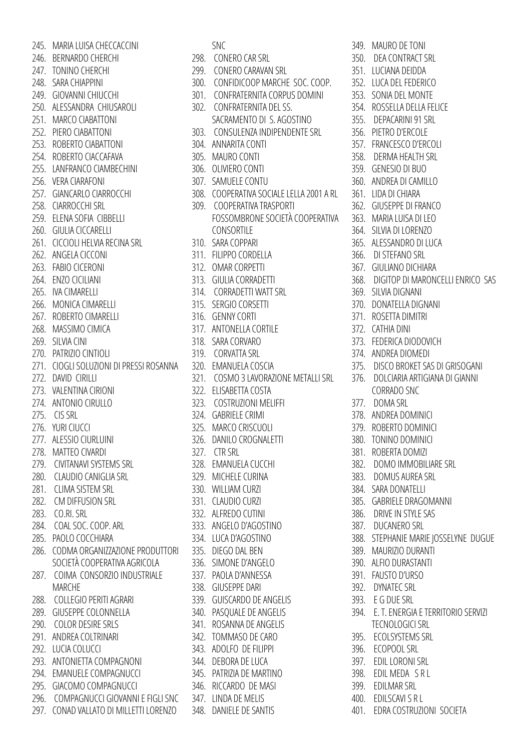245. MARIA LUISA CHECCACCINI
246. BERNARDO CHERCHI
247. TONINO CHERCHI
248. SARA CHIAPPINI
249. GIOVANNI CHIUCCHI
250. ALESSANDRA CHIUSAROLI
251. MARCO CIABATTONI
252. PIERO CIABATTONI
253. ROBERTO CIABATTONI
254. ROBERTO CIACCAFAVA
255. LANFRANCO CIAMBECHINI
256. VERA CIARAFONI
257. GIANCARLO CIARROCCHI
258. CIARROCCHI SRL
259. ELENA SOFIA CIBBELLI
260. GIULIA CICCARELLI
261. CICCIOLI HELVIA RECINA SRL
262. ANGELA CICCONI
263. FABIO CICERONI
264. ENZO CICILIANI
265. IVA CIMARELLI
266. MONICA CIMARELLI
267. ROBERTO CIMARELLI
268. MASSIMO CIMICA
269. SILVIA CINI
270. PATRIZIO CINTIOLI
271. CIOGLI SOLUZIONI DI PRESSI ROSANNA
272. DAVID CIRILLI
273. VALENTINA CIRIONI
274. ANTONIO CIRULLO
275. CIS SRL
276. YURI CIUCCI
277. ALESSIO CIURLUINI
278. MATTEO CIVARDI
279. CIVITANAVI SYSTEMS SRL
280. CLAUDIO CANIGLIA SRL
281. CLIMA SISTEM SRL
282. CM DIFFUSION SRL
283. CO.RI. SRL
284. COAL SOC. COOP. ARL
285. PAOLO COCCHIARA
286. CODMA ORGANIZZAZIONE PRODUTTORI SOCIETÀ COOPERATIVA AGRICOLA
287. COIMA CONSORZIO INDUSTRIALE MARCHE
288. COLLEGIO PERITI AGRARI
289. GIUSEPPE COLONNELLA
290. COLOR DESIRE SRLS
291. ANDREA COLTRINARI
292. LUCIA COLUCCI
293. ANTONIETTA COMPAGNONI
294. EMANUELE COMPAGNUCCI
295. GIACOMO COMPAGNUCCI
296. COMPAGNUCCI GIOVANNI E FIGLI SNC
297. CONAD VALLATO DI MILLETTI LORENZO SNC
298. CONERO CAR SRL
299. CONERO CARAVAN SRL
300. CONFIDICOOP MARCHE SOC. COOP.
301. CONFRATERNITA CORPUS DOMINI
302. CONFRATERNITA DEL SS. SACRAMENTO DI S. AGOSTINO
303. CONSULENZA INDIPENDENTE SRL
304. ANNARITA CONTI
305. MAURO CONTI
306. OLIVIERO CONTI
307. SAMUELE CONTU
308. COOPERATIVA SOCIALE LELLA 2001 A RL
309. COOPERATIVA TRASPORTI FOSSOMBRONE SOCIETÀ COOPERATIVA CONSORTILE
310. SARA COPPARI
311. FILIPPO CORDELLA
312. OMAR CORPETTI
313. GIULIA CORRADETTI
314. CORRADETTI WATT SRL
315. SERGIO CORSETTI
316. GENNY CORTI
317. ANTONELLA CORTILE
318. SARA CORVARO
319. CORVATTA SRL
320. EMANUELA COSCIA
321. COSMO 3 LAVORAZIONE METALLI SRL
322. ELISABETTA COSTA
323. COSTRUZIONI MELIFFI
324. GABRIELE CRIMI
325. MARCO CRISCUOLI
326. DANILO CROGNALETTI
327. CTR SRL
328. EMANUELA CUCCHI
329. MICHELE CURINA
330. WILLIAM CURZI
331. CLAUDIO CURZI
332. ALFREDO CUTINI
333. ANGELO D'AGOSTINO
334. LUCA D'AGOSTINO
335. DIEGO DAL BEN
336. SIMONE D'ANGELO
337. PAOLA D'ANNESSA
338. GIUSEPPE DARI
339. GUISCARDO DE ANGELIS
340. PASQUALE DE ANGELIS
341. ROSANNA DE ANGELIS
342. TOMMASO DE CARO
343. ADOLFO DE FILIPPI
344. DEBORA DE LUCA
345. PATRIZIA DE MARTINO
346. RICCARDO DE MASI
347. LINDA DE MELIS
348. DANIELE DE SANTIS
349. MAURO DE TONI
350. DEA CONTRACT SRL
351. LUCIANA DEIDDA
352. LUCA DEL FEDERICO
353. SONIA DEL MONTE
354. ROSSELLA DELLA FELICE
355. DEPACARINI 91 SRL
356. PIETRO D'ERCOLE
357. FRANCESCO D'ERCOLI
358. DERMA HEALTH SRL
359. GENESIO DI BUO
360. ANDREA DI CAMILLO
361. LIDA DI CHIARA
362. GIUSEPPE DI FRANCO
363. MARIA LUISA DI LEO
364. SILVIA DI LORENZO
365. ALESSANDRO DI LUCA
366. DI STEFANO SRL
367. GIULIANO DICHIARA
368. DIGITOP DI MARONCELLI ENRICO SAS
369. SILVIA DIGNANI
370. DONATELLA DIGNANI
371. ROSETTA DIMITRI
372. CATHIA DINI
373. FEDERICA DIODOVICH
374. ANDREA DIOMEDI
375. DISCO BROKET SAS DI GRISOGANI
376. DOLCIARIA ARTIGIANA DI GIANNI CORRADO SNC
377. DOMA SRL
378. ANDREA DOMINICI
379. ROBERTO DOMINICI
380. TONINO DOMINICI
381. ROBERTA DOMIZI
382. DOMO IMMOBILIARE SRL
383. DOMUS AUREA SRL
384. SARA DONATELLI
385. GABRIELE DRAGOMANNI
386. DRIVE IN STYLE SAS
387. DUCANERO SRL
388. STEPHANIE MARIE JOSSELYNE DUGUE
389. MAURIZIO DURANTI
390. ALFIO DURASTANTI
391. FAUSTO D'URSO
392. DYNATEC SRL
393. E G DUE SRL
394. E. T. ENERGIA E TERRITORIO SERVIZI TECNOLOGICI SRL
395. ECOLSYSTEMS SRL
396. ECOPOOL SRL
397. EDIL LORONI SRL
398. EDIL MEDA S R L
399. EDILMAR SRL
400. EDILSCAVI S R L
401. EDRA COSTRUZIONI SOCIETA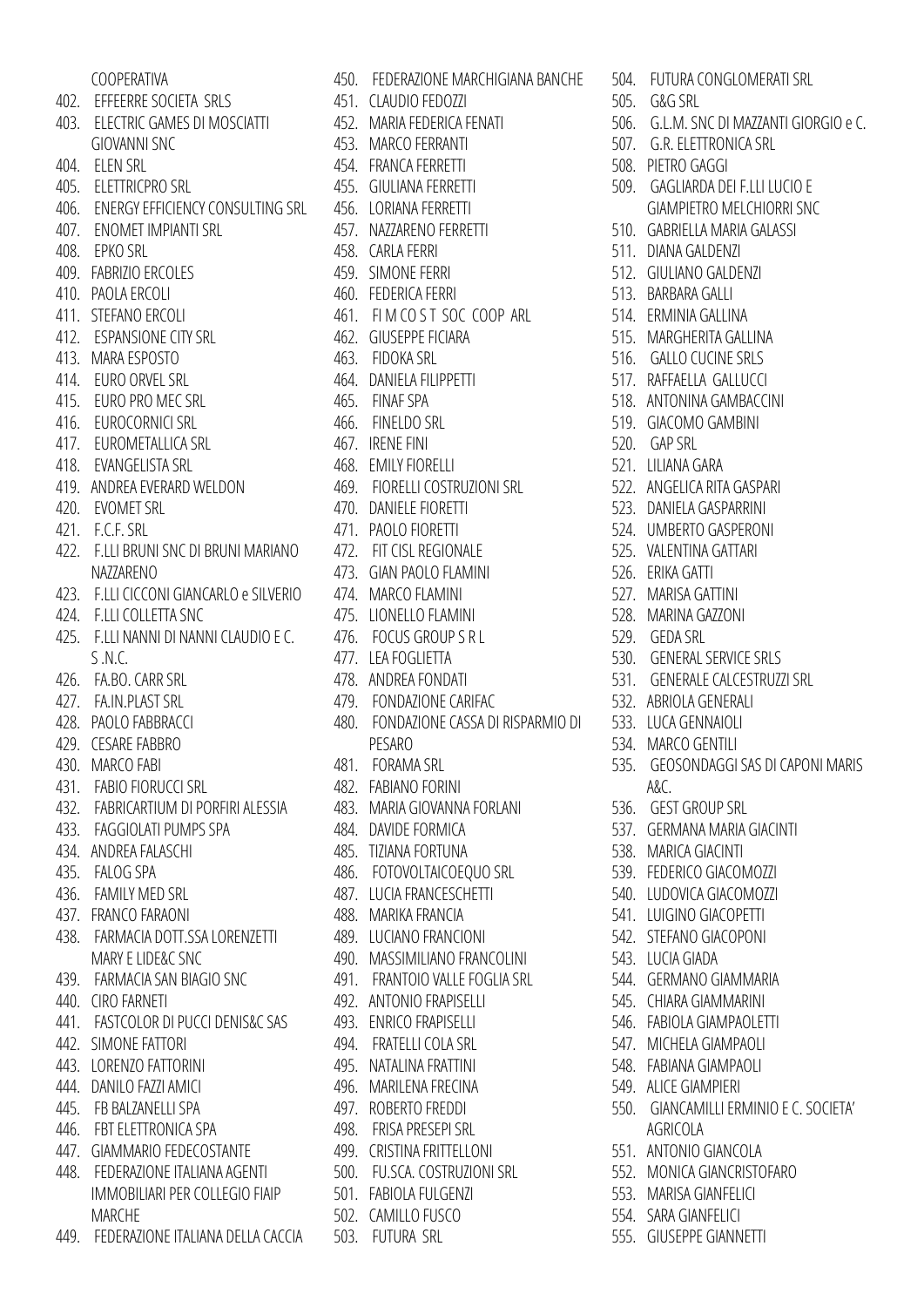COOPERATIVA

402. EFFEERRE SOCIETA SRLS
403. ELECTRIC GAMES DI MOSCIATTI GIOVANNI SNC
404. ELEN SRL
405. ELETTRICPRO SRL
406. ENERGY EFFICIENCY CONSULTING SRL
407. ENOMET IMPIANTI SRL
408. EPKO SRL
409. FABRIZIO ERCOLES
410. PAOLA ERCOLI
411. STEFANO ERCOLI
412. ESPANSIONE CITY SRL
413. MARA ESPOSTO
414. EURO ORVEL SRL
415. EURO PRO MEC SRL
416. EUROCORNICI SRL
417. EUROMETALLICA SRL
418. EVANGELISTA SRL
419. ANDREA EVERARD WELDON
420. EVOMET SRL
421. F.C.F. SRL
422. F.LLI BRUNI SNC DI BRUNI MARIANO NAZZARENO
423. F.LLI CICCONI GIANCARLO e SILVERIO
424. F.LLI COLLETTA SNC
425. F.LLI NANNI DI NANNI CLAUDIO E C. S .N.C.
426. FA.BO. CARR SRL
427. FA.IN.PLAST SRL
428. PAOLO FABBRACCI
429. CESARE FABBRO
430. MARCO FABI
431. FABIO FIORUCCI SRL
432. FABRICARTIUM DI PORFIRI ALESSIA
433. FAGGIOLATI PUMPS SPA
434. ANDREA FALASCHI
435. FALOG SPA
436. FAMILY MED SRL
437. FRANCO FARAONI
438. FARMACIA DOTT.SSA LORENZETTI MARY E LIDE&C SNC
439. FARMACIA SAN BIAGIO SNC
440. CIRO FARNETI
441. FASTCOLOR DI PUCCI DENIS&C SAS
442. SIMONE FATTORI
443. LORENZO FATTORINI
444. DANILO FAZZI AMICI
445. FB BALZANELLI SPA
446. FBT ELETTRONICA SPA
447. GIAMMARIO FEDECOSTANTE
448. FEDERAZIONE ITALIANA AGENTI IMMOBILIARI PER COLLEGIO FIAIP MARCHE
449. FEDERAZIONE ITALIANA DELLA CACCIA
450. FEDERAZIONE MARCHIGIANA BANCHE
451. CLAUDIO FEDOZZI
452. MARIA FEDERICA FENATI
453. MARCO FERRANTI
454. FRANCA FERRETTI
455. GIULIANA FERRETTI
456. LORIANA FERRETTI
457. NAZZARENO FERRETTI
458. CARLA FERRI
459. SIMONE FERRI
460. FEDERICA FERRI
461. FI M CO S T SOC COOP ARL
462. GIUSEPPE FICIARA
463. FIDOKA SRL
464. DANIELA FILIPPETTI
465. FINAF SPA
466. FINELDO SRL
467. IRENE FINI
468. EMILY FIORELLI
469. FIORELLI COSTRUZIONI SRL
470. DANIELE FIORETTI
471. PAOLO FIORETTI
472. FIT CISL REGIONALE
473. GIAN PAOLO FLAMINI
474. MARCO FLAMINI
475. LIONELLO FLAMINI
476. FOCUS GROUP S R L
477. LEA FOGLIETTA
478. ANDREA FONDATI
479. FONDAZIONE CARIFAC
480. FONDAZIONE CASSA DI RISPARMIO DI PESARO
481. FORAMA SRL
482. FABIANO FORINI
483. MARIA GIOVANNA FORLANI
484. DAVIDE FORMICA
485. TIZIANA FORTUNA
486. FOTOVOLTAICOEQUO SRL
487. LUCIA FRANCESCHETTI
488. MARIKA FRANCIA
489. LUCIANO FRANCIONI
490. MASSIMILIANO FRANCOLINI
491. FRANTOIO VALLE FOGLIA SRL
492. ANTONIO FRAPISELLI
493. ENRICO FRAPISELLI
494. FRATELLI COLA SRL
495. NATALINA FRATTINI
496. MARILENA FRECINA
497. ROBERTO FREDDI
498. FRISA PRESEPI SRL
499. CRISTINA FRITTELLONI
500. FU.SCA. COSTRUZIONI SRL
501. FABIOLA FULGENZI
502. CAMILLO FUSCO
503. FUTURA SRL
504. FUTURA CONGLOMERATI SRL
505. G&G SRL
506. G.L.M. SNC DI MAZZANTI GIORGIO e C.
507. G.R. ELETTRONICA SRL
508. PIETRO GAGGI
509. GAGLIARDA DEI F.LLI LUCIO E GIAMPIETRO MELCHIORRI SNC
510. GABRIELLA MARIA GALASSI
511. DIANA GALDENZI
512. GIULIANO GALDENZI
513. BARBARA GALLI
514. ERMINIA GALLINA
515. MARGHERITA GALLINA
516. GALLO CUCINE SRLS
517. RAFFAELLA GALLUCCI
518. ANTONINA GAMBACCINI
519. GIACOMO GAMBINI
520. GAP SRL
521. LILIANA GARA
522. ANGELICA RITA GASPARI
523. DANIELA GASPARRINI
524. UMBERTO GASPERONI
525. VALENTINA GATTARI
526. ERIKA GATTI
527. MARISA GATTINI
528. MARINA GAZZONI
529. GEDA SRL
530. GENERAL SERVICE SRLS
531. GENERALE CALCESTRUZZI SRL
532. ABRIOLA GENERALI
533. LUCA GENNAIOLI
534. MARCO GENTILI
535. GEOSONDAGGI SAS DI CAPONI MARIS A&C.
536. GEST GROUP SRL
537. GERMANA MARIA GIACINTI
538. MARICA GIACINTI
539. FEDERICO GIACOMOZZI
540. LUDOVICA GIACOMOZZI
541. LUIGINO GIACOPETTI
542. STEFANO GIACOPONI
543. LUCIA GIADA
544. GERMANO GIAMMARIA
545. CHIARA GIAMMARINI
546. FABIOLA GIAMPAOLETTI
547. MICHELA GIAMPAOLI
548. FABIANA GIAMPAOLI
549. ALICE GIAMPIERI
550. GIANCAMILLI ERMINIO E C. SOCIETA' AGRICOLA
551. ANTONIO GIANCOLA
552. MONICA GIANCRISTOFARO
553. MARISA GIANFELICI
554. SARA GIANFELICI
555. GIUSEPPE GIANNETTI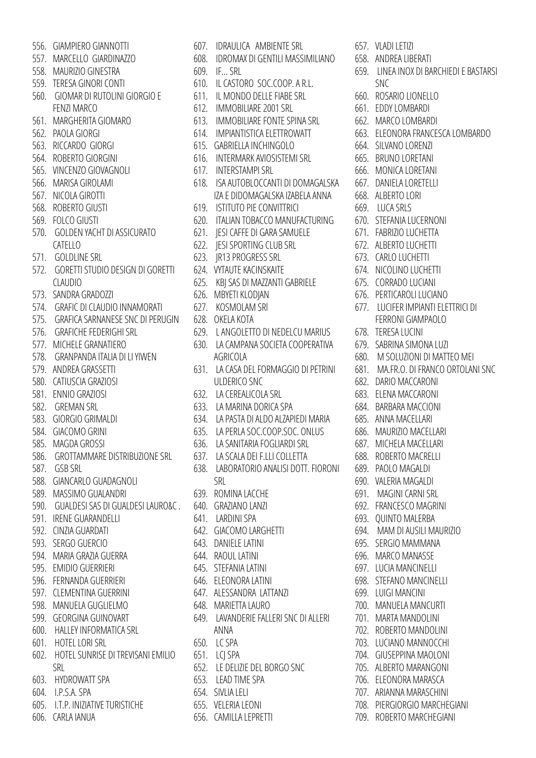556. GIAMPIERO GIANNOTTI
557. MARCELLO GIARDINAZZO
558. MAURIZIO GINESTRA
559. TERESA GINORI CONTI
560. GIOMAR DI RUTOLINI GIORGIO E FENZI MARCO
561. MARGHERITA GIOMARO
562. PAOLA GIORGI
563. RICCARDO GIORGI
564. ROBERTO GIORGINI
565. VINCENZO GIOVAGNOLI
566. MARISA GIROLAMI
567. NICOLA GIROTTI
568. ROBERTO GIUSTI
569. FOLCO GIUSTI
570. GOLDEN YACHT DI ASSICURATO CATELLO
571. GOLDLINE SRL
572. GORETTI STUDIO DESIGN DI GORETTI CLAUDIO
573. SANDRA GRADOZZI
574. GRAFIC DI CLAUDIO INNAMORATI
575. GRAFICA SARNANESE SNC DI PERUGIN
576. GRAFICHE FEDERIGHI SRL
577. MICHELE GRANATIERO
578. GRANPANDA ITALIA DI LI YIWEN
579. ANDREA GRASSETTI
580. CATIUSCIA GRAZIOSI
581. ENNIO GRAZIOSI
582. GREMAN SRL
583. GIORGIO GRIMALDI
584. GIACOMO GRINI
585. MAGDA GROSSI
586. GROTTAMMARE DISTRIBUZIONE SRL
587. GSB SRL
588. GIANCARLO GUADAGNOLI
589. MASSIMO GUALANDRI
590. GUALDESI SAS DI GUALDESI LAURO&C .
591. IRENE GUARANDELLI
592. CINZIA GUARDATI
593. SERGO GUERCIO
594. MARIA GRAZIA GUERRA
595. EMIDIO GUERRIERI
596. FERNANDA GUERRIERI
597. CLEMENTINA GUERRINI
598. MANUELA GUGLIELMO
599. GEORGINA GUINOVART
600. HALLEY INFORMATICA SRL
601. HOTEL LORI SRL
602. HOTEL SUNRISE DI TREVISANI EMILIO SRL
603. HYDROWATT SPA
604. I.P.S.A. SPA
605. I.T.P. INIZIATIVE TURISTICHE
606. CARLA IANUA
607. IDRAULICA AMBIENTE SRL
608. IDROMAX DI GENTILI MASSIMILIANO
609. IF... SRL
610. IL CASTORO SOC.COOP. A R.L.
611. IL MONDO DELLE FIABE SRL
612. IMMOBILIARE 2001 SRL
613. IMMOBILIARE FONTE SPINA SRL
614. IMPIANTISTICA ELETTROWATT
615. GABRIELLA INCHINGOLO
616. INTERMARK AVIOSISTEMI SRL
617. INTERSTAMPI SRL
618. ISA AUTOBLOCCANTI DI DOMAGALSKA IZA E DIDOMAGALSKA IZABELA ANNA
619. ISTITUTO PIE CONVITTRICI
620. ITALIAN TOBACCO MANUFACTURING
621. JESI CAFFE DI GARA SAMUELE
622. JESI SPORTING CLUB SRL
623. JR13 PROGRESS SRL
624. VYTAUTE KACINSKAITE
625. KBJ SAS DI MAZZANTI GABRIELE
626. MBYETI KLODJAN
627. KOSMOLAM SRl
628. OKELA KOTA
629. L ANGOLETTO DI NEDELCU MARIUS
630. LA CAMPANA SOCIETA COOPERATIVA AGRICOLA
631. LA CASA DEL FORMAGGIO DI PETRINI ULDERICO SNC
632. LA CEREALICOLA SRL
633. LA MARINA DORICA SPA
634. LA PASTA DI ALDO ALZAPIEDI MARIA
635. LA PERLA SOC.COOP.SOC. ONLUS
636. LA SANITARIA FOGLIARDI SRL
637. LA SCALA DEI F.LLI COLLETTA
638. LABORATORIO ANALISI DOTT. FIORONI SRL
639. ROMINA LACCHE
640. GRAZIANO LANZI
641. LARDINI SPA
642. GIACOMO LARGHETTI
643. DANIELE LATINI
644. RAOUL LATINI
645. STEFANIA LATINI
646. ELEONORA LATINI
647. ALESSANDRA LATTANZI
648. MARIETTA LAURO
649. LAVANDERIE FALLERI SNC DI ALLERI ANNA
650. LC SPA
651. LCJ SPA
652. LE DELIZIE DEL BORGO SNC
653. LEAD TIME SPA
654. SIVLIA LELI
655. VELERIA LEONI
656. CAMILLA LEPRETTI
657. VLADI LETIZI
658. ANDREA LIBERATI
659. LINEA INOX DI BARCHIEDI E BASTARSI SNC
660. ROSARIO LIONELLO
661. EDDY LOMBARDI
662. MARCO LOMBARDI
663. ELEONORA FRANCESCA LOMBARDO
664. SILVANO LORENZI
665. BRUNO LORETANI
666. MONICA LORETANI
667. DANIELA LORETELLI
668. ALBERTO LORI
669. LUCA SRLS
670. STEFANIA LUCERNONI
671. FABRIZIO LUCHETTA
672. ALBERTO LUCHETTI
673. CARLO LUCHETTI
674. NICOLINO LUCHETTI
675. CORRADO LUCIANI
676. PERTICAROLI LUCIANO
677. LUCIFER IMPIANTI ELETTRICI DI FERRONI GIAMPAOLO
678. TERESA LUCINI
679. SABRINA SIMONA LUZI
680. M SOLUZIONI DI MATTEO MEI
681. MA.FR.O. DI FRANCO ORTOLANI SNC
682. DARIO MACCARONI
683. ELENA MACCARONI
684. BARBARA MACCIONI
685. ANNA MACELLARI
686. MAURIZIO MACELLARI
687. MICHELA MACELLARI
688. ROBERTO MACRELLI
689. PAOLO MAGALDI
690. VALERIA MAGALDI
691. MAGINI CARNI SRL
692. FRANCESCO MAGRINI
693. QUINTO MALERBA
694. MAM DI AUSILI MAURIZIO
695. SERGIO MAMMANA
696. MARCO MANASSE
697. LUCIA MANCINELLI
698. STEFANO MANCINELLI
699. LUIGI MANCINI
700. MANUELA MANCURTI
701. MARTA MANDOLINI
702. ROBERTO MANDOLINI
703. LUCIANO MANNOCCHI
704. GIUSEPPINA MAOLONI
705. ALBERTO MARANGONI
706. ELEONORA MARASCA
707. ARIANNA MARASCHINI
708. PIERGIORGIO MARCHEGIANI
709. ROBERTO MARCHEGIANI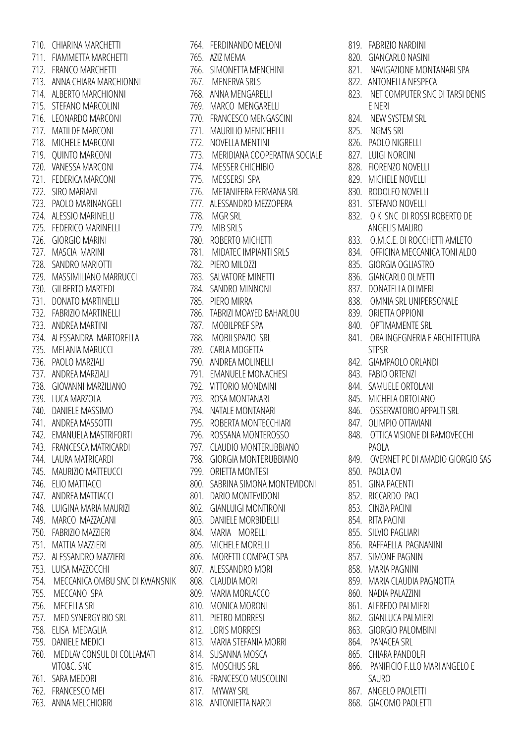710. CHIARINA MARCHETTI
711. FIAMMETTA MARCHETTI
712. FRANCO MARCHETTI
713. ANNA CHIARA MARCHIONNI
714. ALBERTO MARCHIONNI
715. STEFANO MARCOLINI
716. LEONARDO MARCONI
717. MATILDE MARCONI
718. MICHELE MARCONI
719. QUINTO MARCONI
720. VANESSA MARCONI
721. FEDERICA MARCONI
722. SIRO MARIANI
723. PAOLO MARINANGELI
724. ALESSIO MARINELLI
725. FEDERICO MARINELLI
726. GIORGIO MARINI
727. MASCIA MARINI
728. SANDRO MARIOTTI
729. MASSIMILIANO MARRUCCI
730. GILBERTO MARTEDI
731. DONATO MARTINELLI
732. FABRIZIO MARTINELLI
733. ANDREA MARTINI
734. ALESSANDRA MARTORELLA
735. MELANIA MARUCCI
736. PAOLO MARZIALI
737. ANDREA MARZIALI
738. GIOVANNI MARZILIANO
739. LUCA MARZOLA
740. DANIELE MASSIMO
741. ANDREA MASSOTTI
742. EMANUELA MASTRIFORTI
743. FRANCESCA MATRICARDI
744. LAURA MATRICARDI
745. MAURIZIO MATTEUCCI
746. ELIO MATTIACCI
747. ANDREA MATTIACCI
748. LUIGINA MARIA MAURIZI
749. MARCO MAZZACANI
750. FABRIZIO MAZZIERI
751. MATTIA MAZZIERI
752. ALESSANDRO MAZZIERI
753. LUISA MAZZOCCHI
754. MECCANICA OMBU SNC DI KWANSNIK
755. MECCANO SPA
756. MECELLA SRL
757. MED SYNERGY BIO SRL
758. ELISA MEDAGLIA
759. DANIELE MEDICI
760. MEDLAV CONSUL DI COLLAMATI VITO&C. SNC
761. SARA MEDORI
762. FRANCESCO MEI
763. ANNA MELCHIORRI
764. FERDINANDO MELONI
765. AZIZ MEMA
766. SIMONETTA MENCHINI
767. MENERVA SRLS
768. ANNA MENGARELLI
769. MARCO MENGARELLI
770. FRANCESCO MENGASCINI
771. MAURILIO MENICHELLI
772. NOVELLA MENTINI
773. MERIDIANA COOPERATIVA SOCIALE
774. MESSER CHICHIBIO
775. MESSERSI SPA
776. METANIFERA FERMANA SRL
777. ALESSANDRO MEZZOPERA
778. MGR SRL
779. MIB SRLS
780. ROBERTO MICHETTI
781. MIDATEC IMPIANTI SRLS
782. PIERO MILOZZI
783. SALVATORE MINETTI
784. SANDRO MINNONI
785. PIERO MIRRA
786. TABRIZI MOAYED BAHARLOU
787. MOBILPREF SPA
788. MOBILSPAZIO SRL
789. CARLA MOGETTA
790. ANDREA MOLINELLI
791. EMANUELE MONACHESI
792. VITTORIO MONDAINI
793. ROSA MONTANARI
794. NATALE MONTANARI
795. ROBERTA MONTECCHIARI
796. ROSSANA MONTEROSSO
797. CLAUDIO MONTERUBBIANO
798. GIORGIA MONTERUBBIANO
799. ORIETTA MONTESI
800. SABRINA SIMONA MONTEVIDONI
801. DARIO MONTEVIDONI
802. GIANLUIGI MONTIRONI
803. DANIELE MORBIDELLI
804. MARIA MORELLI
805. MICHELE MORELLI
806. MORETTI COMPACT SPA
807. ALESSANDRO MORI
808. CLAUDIA MORI
809. MARIA MORLACCO
810. MONICA MORONI
811. PIETRO MORRESI
812. LORIS MORRESI
813. MARIA STEFANIA MORRI
814. SUSANNA MOSCA
815. MOSCHUS SRL
816. FRANCESCO MUSCOLINI
817. MYWAY SRL
818. ANTONIETTA NARDI
819. FABRIZIO NARDINI
820. GIANCARLO NASINI
821. NAVIGAZIONE MONTANARI SPA
822. ANTONELLA NESPECA
823. NET COMPUTER SNC DI TARSI DENIS E NERI
824. NEW SYSTEM SRL
825. NGMS SRL
826. PAOLO NIGRELLI
827. LUIGI NORCINI
828. FIORENZO NOVELLI
829. MICHELE NOVELLI
830. RODOLFO NOVELLI
831. STEFANO NOVELLI
832. O K SNC DI ROSSI ROBERTO DE ANGELIS MAURO
833. O.M.C.E. DI ROCCHETTI AMLETO
834. OFFICINA MECCANICA TONI ALDO
835. GIORGIA OGLIASTRO
836. GIANCARLO OLIVETTI
837. DONATELLA OLIVIERI
838. OMNIA SRL UNIPERSONALE
839. ORIETTA OPPIONI
840. OPTIMAMENTE SRL
841. ORA INGEGNERIA E ARCHITETTURA STPSR
842. GIAMPAOLO ORLANDI
843. FABIO ORTENZI
844. SAMUELE ORTOLANI
845. MICHELA ORTOLANO
846. OSSERVATORIO APPALTI SRL
847. OLIMPIO OTTAVIANI
848. OTTICA VISIONE DI RAMOVECCHI PAOLA
849. OVERNET PC DI AMADIO GIORGIO SAS
850. PAOLA OVI
851. GINA PACENTI
852. RICCARDO PACI
853. CINZIA PACINI
854. RITA PACINI
855. SILVIO PAGLIARI
856. RAFFAELLA PAGNANINI
857. SIMONE PAGNIN
858. MARIA PAGNINI
859. MARIA CLAUDIA PAGNOTTA
860. NADIA PALAZZINI
861. ALFREDO PALMIERI
862. GIANLUCA PALMIERI
863. GIORGIO PALOMBINI
864. PANACEA SRL
865. CHIARA PANDOLFI
866. PANIFICIO F.LLO MARI ANGELO E SAURO
867. ANGELO PAOLETTI
868. GIACOMO PAOLETTI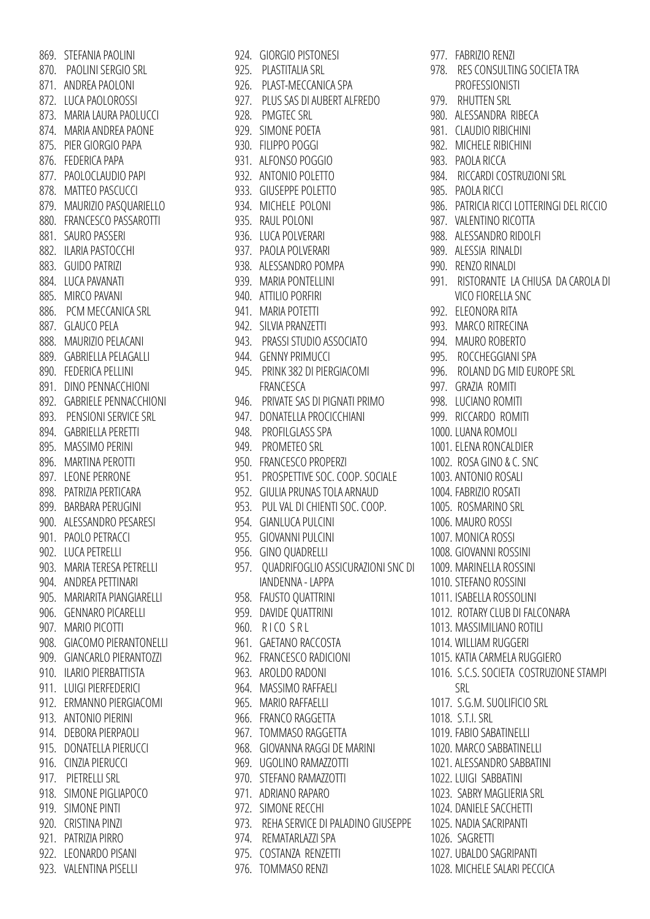869. STEFANIA PAOLINI
870. PAOLINI SERGIO SRL
871. ANDREA PAOLONI
872. LUCA PAOLOROSSI
873. MARIA LAURA PAOLUCCI
874. MARIA ANDREA PAONE
875. PIER GIORGIO PAPA
876. FEDERICA PAPA
877. PAOLOCLAUDIO PAPI
878. MATTEO PASCUCCI
879. MAURIZIO PASQUARIELLO
880. FRANCESCO PASSAROTTI
881. SAURO PASSERI
882. ILARIA PASTOCCHI
883. GUIDO PATRIZI
884. LUCA PAVANATI
885. MIRCO PAVANI
886. PCM MECCANICA SRL
887. GLAUCO PELA
888. MAURIZIO PELACANI
889. GABRIELLA PELAGALLI
890. FEDERICA PELLINI
891. DINO PENNACCHIONI
892. GABRIELE PENNACCHIONI
893. PENSIONI SERVICE SRL
894. GABRIELLA PERETTI
895. MASSIMO PERINI
896. MARTINA PEROTTI
897. LEONE PERRONE
898. PATRIZIA PERTICARA
899. BARBARA PERUGINI
900. ALESSANDRO PESARESI
901. PAOLO PETRACCI
902. LUCA PETRELLI
903. MARIA TERESA PETRELLI
904. ANDREA PETTINARI
905. MARIARITA PIANGIARELLI
906. GENNARO PICARELLI
907. MARIO PICOTTI
908. GIACOMO PIERANTONELLI
909. GIANCARLO PIERANTOZZI
910. ILARIO PIERBATTISTA
911. LUIGI PIERFEDERICI
912. ERMANNO PIERGIACOMI
913. ANTONIO PIERINI
914. DEBORA PIERPAOLI
915. DONATELLA PIERUCCI
916. CINZIA PIERUCCI
917. PIETRELLI SRL
918. SIMONE PIGLIAPOCO
919. SIMONE PINTI
920. CRISTINA PINZI
921. PATRIZIA PIRRO
922. LEONARDO PISANI
923. VALENTINA PISELLI
924. GIORGIO PISTONESI
925. PLASTITALIA SRL
926. PLAST-MECCANICA SPA
927. PLUS SAS DI AUBERT ALFREDO
928. PMGTEC SRL
929. SIMONE POETA
930. FILIPPO POGGI
931. ALFONSO POGGIO
932. ANTONIO POLETTO
933. GIUSEPPE POLETTO
934. MICHELE POLONI
935. RAUL POLONI
936. LUCA POLVERARI
937. PAOLA POLVERARI
938. ALESSANDRO POMPA
939. MARIA PONTELLINI
940. ATTILIO PORFIRI
941. MARIA POTETTI
942. SILVIA PRANZETTI
943. PRASSI STUDIO ASSOCIATO
944. GENNY PRIMUCCI
945. PRINK 382 DI PIERGIACOMI FRANCESCA
946. PRIVATE SAS DI PIGNATI PRIMO
947. DONATELLA PROCICCHIANI
948. PROFILGLASS SPA
949. PROMETEO SRL
950. FRANCESCO PROPERZI
951. PROSPETTIVE SOC. COOP. SOCIALE
952. GIULIA PRUNAS TOLA ARNAUD
953. PUL VAL DI CHIENTI SOC. COOP.
954. GIANLUCA PULCINI
955. GIOVANNI PULCINI
956. GINO QUADRELLI
957. QUADRIFOGLIO ASSICURAZIONI SNC DI IANDENNA - LAPPA
958. FAUSTO QUATTRINI
959. DAVIDE QUATTRINI
960. R I CO S R L
961. GAETANO RACCOSTA
962. FRANCESCO RADICIONI
963. AROLDO RADONI
964. MASSIMO RAFFAELI
965. MARIO RAFFAELLI
966. FRANCO RAGGETTA
967. TOMMASO RAGGETTA
968. GIOVANNA RAGGI DE MARINI
969. UGOLINO RAMAZZOTTI
970. STEFANO RAMAZZOTTI
971. ADRIANO RAPARO
972. SIMONE RECCHI
973. REHA SERVICE DI PALADINO GIUSEPPE
974. REMATARLAZZI SPA
975. COSTANZA RENZETTI
976. TOMMASO RENZI
977. FABRIZIO RENZI
978. RES CONSULTING SOCIETA TRA PROFESSIONISTI
979. RHUTTEN SRL
980. ALESSANDRA RIBECA
981. CLAUDIO RIBICHINI
982. MICHELE RIBICHINI
983. PAOLA RICCA
984. RICCARDI COSTRUZIONI SRL
985. PAOLA RICCI
986. PATRICIA RICCI LOTTERINGI DEL RICCIO
987. VALENTINO RICOTTA
988. ALESSANDRO RIDOLFI
989. ALESSIA RINALDI
990. RENZO RINALDI
991. RISTORANTE LA CHIUSA DA CAROLA DI VICO FIORELLA SNC
992. ELEONORA RITA
993. MARCO RITRECINA
994. MAURO ROBERTO
995. ROCCHEGGIANI SPA
996. ROLAND DG MID EUROPE SRL
997. GRAZIA ROMITI
998. LUCIANO ROMITI
999. RICCARDO ROMITI
1000. LUANA ROMOLI
1001. ELENA RONCALDIER
1002. ROSA GINO & C. SNC
1003. ANTONIO ROSALI
1004. FABRIZIO ROSATI
1005. ROSMARINO SRL
1006. MAURO ROSSI
1007. MONICA ROSSI
1008. GIOVANNI ROSSINI
1009. MARINELLA ROSSINI
1010. STEFANO ROSSINI
1011. ISABELLA ROSSOLINI
1012. ROTARY CLUB DI FALCONARA
1013. MASSIMILIANO ROTILI
1014. WILLIAM RUGGERI
1015. KATIA CARMELA RUGGIERO
1016. S.C.S. SOCIETA COSTRUZIONE STAMPI SRL
1017. S.G.M. SUOLIFICIO SRL
1018. S.T.I. SRL
1019. FABIO SABATINELLI
1020. MARCO SABBATINELLI
1021. ALESSANDRO SABBATINI
1022. LUIGI SABBATINI
1023. SABRY MAGLIERIA SRL
1024. DANIELE SACCHETTI
1025. NADIA SACRIPANTI
1026. SAGRETTI
1027. UBALDO SAGRIPANTI
1028. MICHELE SALARI PECCICA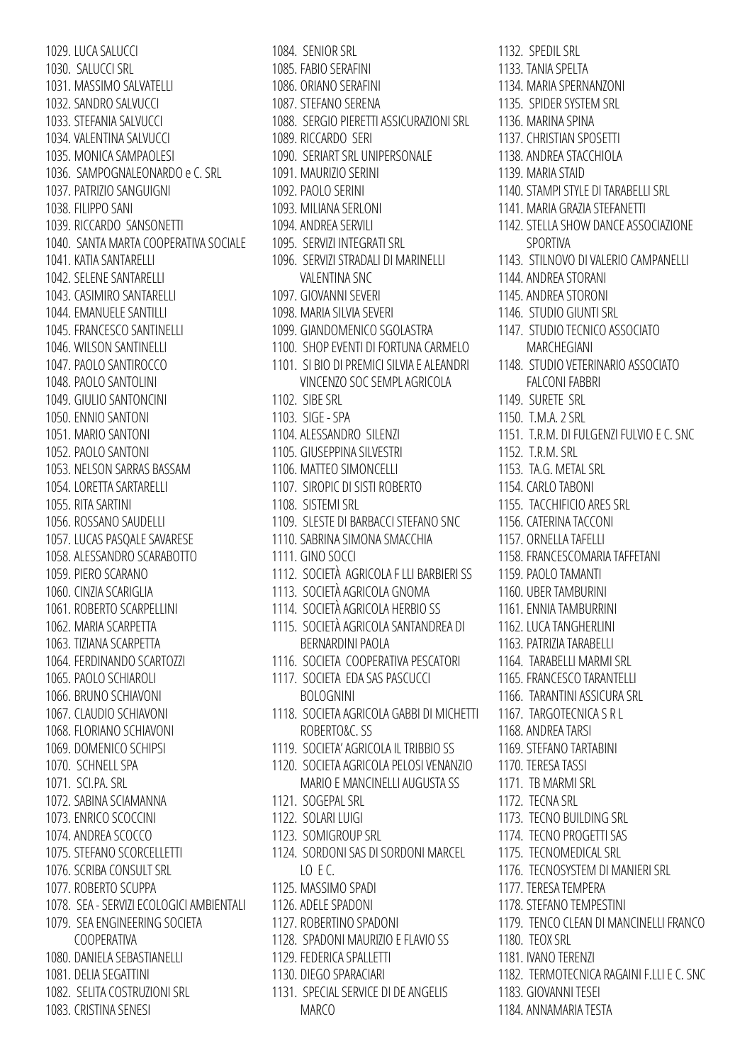1029. LUCA SALUCCI
1030. SALUCCI SRL
1031. MASSIMO SALVATELLI
1032. SANDRO SALVUCCI
1033. STEFANIA SALVUCCI
1034. VALENTINA SALVUCCI
1035. MONICA SAMPAOLESI
1036. SAMPOGNALEONARDO e C. SRL
1037. PATRIZIO SANGUIGNI
1038. FILIPPO SANI
1039. RICCARDO SANSONETTI
1040. SANTA MARTA COOPERATIVA SOCIALE
1041. KATIA SANTARELLI
1042. SELENE SANTARELLI
1043. CASIMIRO SANTARELLI
1044. EMANUELE SANTILLI
1045. FRANCESCO SANTINELLI
1046. WILSON SANTINELLI
1047. PAOLO SANTIROCCO
1048. PAOLO SANTOLINI
1049. GIULIO SANTONCINI
1050. ENNIO SANTONI
1051. MARIO SANTONI
1052. PAOLO SANTONI
1053. NELSON SARRAS BASSAM
1054. LORETTA SARTARELLI
1055. RITA SARTINI
1056. ROSSANO SAUDELLI
1057. LUCAS PASQALE SAVARESE
1058. ALESSANDRO SCARABOTTO
1059. PIERO SCARANO
1060. CINZIA SCARIGLIA
1061. ROBERTO SCARPELLINI
1062. MARIA SCARPETTA
1063. TIZIANA SCARPETTA
1064. FERDINANDO SCARTOZZI
1065. PAOLO SCHIAROLI
1066. BRUNO SCHIAVONI
1067. CLAUDIO SCHIAVONI
1068. FLORIANO SCHIAVONI
1069. DOMENICO SCHIPSI
1070. SCHNELL SPA
1071. SCI.PA. SRL
1072. SABINA SCIAMANNA
1073. ENRICO SCOCCINI
1074. ANDREA SCOCCO
1075. STEFANO SCORCELLETTI
1076. SCRIBA CONSULT SRL
1077. ROBERTO SCUPPA
1078. SEA - SERVIZI ECOLOGICI AMBIENTALI
1079. SEA ENGINEERING SOCIETA COOPERATIVA
1080. DANIELA SEBASTIANELLI
1081. DELIA SEGATTINI
1082. SELITA COSTRUZIONI SRL
1083. CRISTINA SENESI
1084. SENIOR SRL
1085. FABIO SERAFINI
1086. ORIANO SERAFINI
1087. STEFANO SERENA
1088. SERGIO PIERETTI ASSICURAZIONI SRL
1089. RICCARDO SERI
1090. SERIART SRL UNIPERSONALE
1091. MAURIZIO SERINI
1092. PAOLO SERINI
1093. MILIANA SERLONI
1094. ANDREA SERVILI
1095. SERVIZI INTEGRATI SRL
1096. SERVIZI STRADALI DI MARINELLI VALENTINA SNC
1097. GIOVANNI SEVERI
1098. MARIA SILVIA SEVERI
1099. GIANDOMENICO SGOLASTRA
1100. SHOP EVENTI DI FORTUNA CARMELO
1101. SI BIO DI PREMICI SILVIA E ALEANDRI VINCENZO SOC SEMPL AGRICOLA
1102. SIBE SRL
1103. SIGE - SPA
1104. ALESSANDRO SILENZI
1105. GIUSEPPINA SILVESTRI
1106. MATTEO SIMONCELLI
1107. SIROPIC DI SISTI ROBERTO
1108. SISTEMI SRL
1109. SLESTE DI BARBACCI STEFANO SNC
1110. SABRINA SIMONA SMACCHIA
1111. GINO SOCCI
1112. SOCIETÀ AGRICOLA F LLI BARBIERI SS
1113. SOCIETÀ AGRICOLA GNOMA
1114. SOCIETÀ AGRICOLA HERBIO SS
1115. SOCIETÀ AGRICOLA SANTANDREA DI BERNARDINI PAOLA
1116. SOCIETA COOPERATIVA PESCATORI
1117. SOCIETA EDA SAS PASCUCCI BOLOGNINI
1118. SOCIETA AGRICOLA GABBI DI MICHETTI ROBERTO&C. SS
1119. SOCIETA' AGRICOLA IL TRIBBIO SS
1120. SOCIETA AGRICOLA PELOSI VENANZIO MARIO E MANCINELLI AUGUSTA SS
1121. SOGEPAL SRL
1122. SOLARI LUIGI
1123. SOMIGROUP SRL
1124. SORDONI SAS DI SORDONI MARCEL LO E C.
1125. MASSIMO SPADI
1126. ADELE SPADONI
1127. ROBERTINO SPADONI
1128. SPADONI MAURIZIO E FLAVIO SS
1129. FEDERICA SPALLETTI
1130. DIEGO SPARACIARI
1131. SPECIAL SERVICE DI DE ANGELIS MARCO
1132. SPEDIL SRL
1133. TANIA SPELTA
1134. MARIA SPERNANZONI
1135. SPIDER SYSTEM SRL
1136. MARINA SPINA
1137. CHRISTIAN SPOSETTI
1138. ANDREA STACCHIOLA
1139. MARIA STAID
1140. STAMPI STYLE DI TARABELLI SRL
1141. MARIA GRAZIA STEFANETTI
1142. STELLA SHOW DANCE ASSOCIAZIONE SPORTIVA
1143. STILNOVO DI VALERIO CAMPANELLI
1144. ANDREA STORANI
1145. ANDREA STORONI
1146. STUDIO GIUNTI SRL
1147. STUDIO TECNICO ASSOCIATO MARCHEGIANI
1148. STUDIO VETERINARIO ASSOCIATO FALCONI FABBRI
1149. SURETE SRL
1150. T.M.A. 2 SRL
1151. T.R.M. DI FULGENZI FULVIO E C. SNC
1152. T.R.M. SRL
1153. TA.G. METAL SRL
1154. CARLO TABONI
1155. TACCHIFICIO ARES SRL
1156. CATERINA TACCONI
1157. ORNELLA TAFELLI
1158. FRANCESCOMARIA TAFFETANI
1159. PAOLO TAMANTI
1160. UBER TAMBURINI
1161. ENNIA TAMBURRINI
1162. LUCA TANGHERLINI
1163. PATRIZIA TARABELLI
1164. TARABELLI MARMI SRL
1165. FRANCESCO TARANTELLI
1166. TARANTINI ASSICURA SRL
1167. TARGOTECNICA S R L
1168. ANDREA TARSI
1169. STEFANO TARTABINI
1170. TERESA TASSI
1171. TB MARMI SRL
1172. TECNA SRL
1173. TECNO BUILDING SRL
1174. TECNO PROGETTI SAS
1175. TECNOMEDICAL SRL
1176. TECNOSYSTEM DI MANIERI SRL
1177. TERESA TEMPERA
1178. STEFANO TEMPESTINI
1179. TENCO CLEAN DI MANCINELLI FRANCO
1180. TEOX SRL
1181. IVANO TERENZI
1182. TERMOTECNICA RAGAINI F.LLI E C. SNC
1183. GIOVANNI TESEI
1184. ANNAMARIA TESTA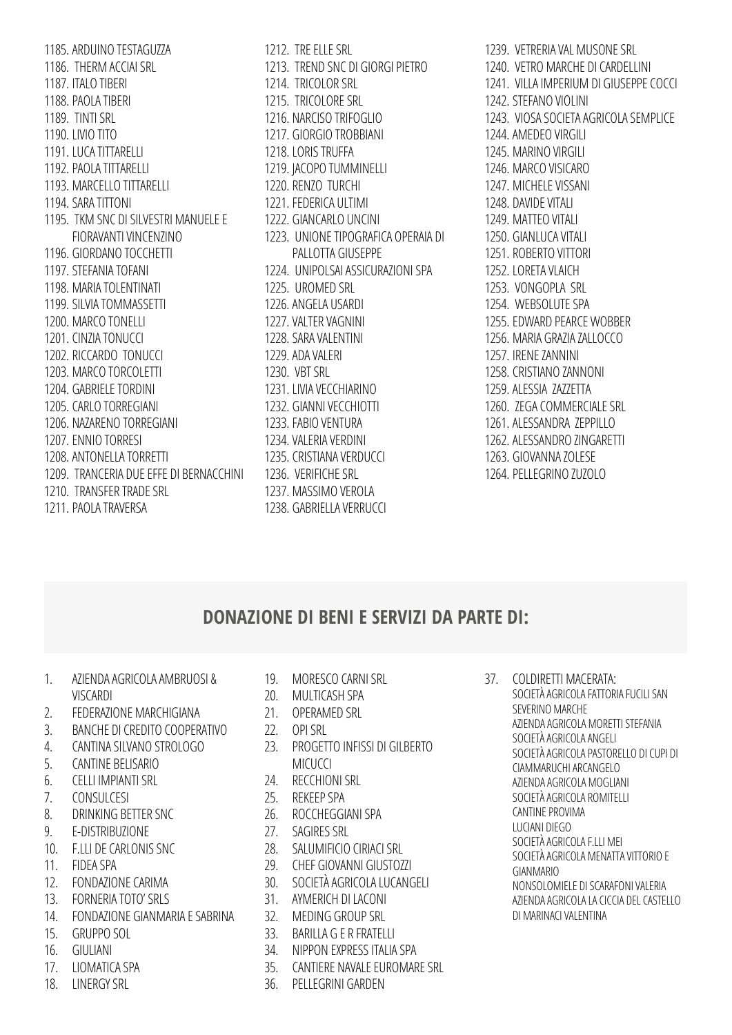1185. ARDUINO TESTAGUZZA
1186. THERM ACCIAI SRL
1187. ITALO TIBERI
1188. PAOLA TIBERI
1189. TINTI SRL
1190. LIVIO TITO
1191. LUCA TITTARELLI
1192. PAOLA TITTARELLI
1193. MARCELLO TITTARELLI
1194. SARA TITTONI
1195. TKM SNC DI SILVESTRI MANUELE E FIORAVANTI VINCENZINO
1196. GIORDANO TOCCHETTI
1197. STEFANIA TOFANI
1198. MARIA TOLENTINATI
1199. SILVIA TOMMASSETTI
1200. MARCO TONELLI
1201. CINZIA TONUCCI
1202. RICCARDO TONUCCI
1203. MARCO TORCOLETTI
1204. GABRIELE TORDINI
1205. CARLO TORREGIANI
1206. NAZARENO TORREGIANI
1207. ENNIO TORRESI
1208. ANTONELLA TORRETTI
1209. TRANCERIA DUE EFFE DI BERNACCHINI
1210. TRANSFER TRADE SRL
1211. PAOLA TRAVERSA
1212. TRE ELLE SRL
1213. TREND SNC DI GIORGI PIETRO
1214. TRICOLOR SRL
1215. TRICOLORE SRL
1216. NARCISO TRIFOGLIO
1217. GIORGIO TROBBIANI
1218. LORIS TRUFFA
1219. JACOPO TUMMINELLI
1220. RENZO TURCHI
1221. FEDERICA ULTIMI
1222. GIANCARLO UNCINI
1223. UNIONE TIPOGRAFICA OPERAIA DI PALLOTTA GIUSEPPE
1224. UNIPOLSAI ASSICURAZIONI SPA
1225. UROMED SRL
1226. ANGELA USARDI
1227. VALTER VAGNINI
1228. SARA VALENTINI
1229. ADA VALERI
1230. VBT SRL
1231. LIVIA VECCHIARINO
1232. GIANNI VECCHIOTTI
1233. FABIO VENTURA
1234. VALERIA VERDINI
1235. CRISTIANA VERDUCCI
1236. VERIFICHE SRL
1237. MASSIMO VEROLA
1238. GABRIELLA VERRUCCI
1239. VETRERIA VAL MUSONE SRL
1240. VETRO MARCHE DI CARDELLINI
1241. VILLA IMPERIUM DI GIUSEPPE COCCI
1242. STEFANO VIOLINI
1243. VIOSA SOCIETA AGRICOLA SEMPLICE
1244. AMEDEO VIRGILI
1245. MARINO VIRGILI
1246. MARCO VISICARO
1247. MICHELE VISSANI
1248. DAVIDE VITALI
1249. MATTEO VITALI
1250. GIANLUCA VITALI
1251. ROBERTO VITTORI
1252. LORETA VLAICH
1253. VONGOPLA SRL
1254. WEBSOLUTE SPA
1255. EDWARD PEARCE WOBBER
1256. MARIA GRAZIA ZALLOCCO
1257. IRENE ZANNINI
1258. CRISTIANO ZANNONI
1259. ALESSIA ZAZZETTA
1260. ZEGA COMMERCIALE SRL
1261. ALESSANDRA ZEPPILLO
1262. ALESSANDRO ZINGARETTI
1263. GIOVANNA ZOLESE
1264. PELLEGRINO ZUZOLO

## DONAZIONE DI BENI E SERVIZI DA PARTE DI:

1. AZIENDA AGRICOLA AMBRUOSI & VISCARDI
2. FEDERAZIONE MARCHIGIANA
3. BANCHE DI CREDITO COOPERATIVO
4. CANTINA SILVANO STROLOGO
5. CANTINE BELISARIO
6. CELLI IMPIANTI SRL
7. CONSULCESI
8. DRINKING BETTER SNC
9. E-DISTRIBUZIONE
10. F.LLI DE CARLONIS SNC
11. FIDEA SPA
12. FONDAZIONE CARIMA
13. FORNERIA TOTO' SRLS
14. FONDAZIONE GIANMARIA E SABRINA
15. GRUPPO SOL
16. GIULIANI
17. LIOMATICA SPA
18. LINERGY SRL
19. MORESCO CARNI SRL
20. MULTICASH SPA
21. OPERAMED SRL
22. OPI SRL
23. PROGETTO INFISSI DI GILBERTO MICUCCI
24. RECCHIONI SRL
25. REKEEP SPA
26. ROCCHEGGIANI SPA
27. SAGIRES SRL
28. SALUMIFICIO CIRIACI SRL
29. CHEF GIOVANNI GIUSTOZZI
30. SOCIETÀ AGRICOLA LUCANGELI
31. AYMERICH DI LACONI
32. MEDING GROUP SRL
33. BARILLA G E R FRATELLI
34. NIPPON EXPRESS ITALIA SPA
35. CANTIERE NAVALE EUROMARE SRL
36. PELLEGRINI GARDEN
37. COLDIRETTI MACERATA:
    SOCIETÀ AGRICOLA FATTORIA FUCILI SAN SEVERINO MARCHE
    AZIENDA AGRICOLA MORETTI STEFANIA
    SOCIETÀ AGRICOLA ANGELI
    SOCIETÀ AGRICOLA PASTORELLO DI CUPI DI CIAMMARUCHI ARCANGELO
    AZIENDA AGRICOLA MOGLIANI
    SOCIETÀ AGRICOLA ROMITELLI
    CANTINE PROVIMA
    LUCIANI DIEGO
    SOCIETÀ AGRICOLA F.LLI MEI
    SOCIETÀ AGRICOLA MENATTA VITTORIO E GIANMARIO
    NONSOLOMIELE DI SCARAFONI VALERIA
    AZIENDA AGRICOLA LA CICCIA DEL CASTELLO DI MARINACI VALENTINA